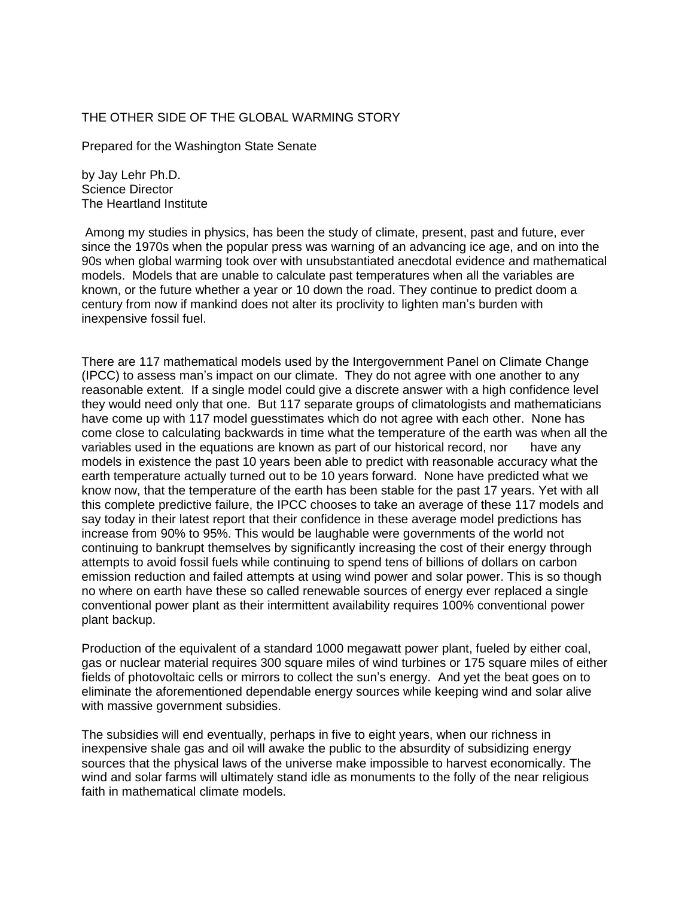# THE OTHER SIDE OF THE GLOBAL WARMING STORY

Prepared for the Washington State Senate

by Jay Lehr Ph.D.
Science Director
The Heartland Institute

Among my studies in physics, has been the study of climate, present, past and future, ever since the 1970s when the popular press was warning of an advancing ice age, and on into the 90s when global warming took over with unsubstantiated anecdotal evidence and mathematical models. Models that are unable to calculate past temperatures when all the variables are known, or the future whether a year or 10 down the road. They continue to predict doom a century from now if mankind does not alter its proclivity to lighten man's burden with inexpensive fossil fuel.

There are 117 mathematical models used by the Intergovernment Panel on Climate Change (IPCC) to assess man's impact on our climate. They do not agree with one another to any reasonable extent. If a single model could give a discrete answer with a high confidence level they would need only that one. But 117 separate groups of climatologists and mathematicians have come up with 117 model guesstimates which do not agree with each other. None has come close to calculating backwards in time what the temperature of the earth was when all the variables used in the equations are known as part of our historical record, nor have any models in existence the past 10 years been able to predict with reasonable accuracy what the earth temperature actually turned out to be 10 years forward. None have predicted what we know now, that the temperature of the earth has been stable for the past 17 years. Yet with all this complete predictive failure, the IPCC chooses to take an average of these 117 models and say today in their latest report that their confidence in these average model predictions has increase from 90% to 95%. This would be laughable were governments of the world not continuing to bankrupt themselves by significantly increasing the cost of their energy through attempts to avoid fossil fuels while continuing to spend tens of billions of dollars on carbon emission reduction and failed attempts at using wind power and solar power. This is so though no where on earth have these so called renewable sources of energy ever replaced a single conventional power plant as their intermittent availability requires 100% conventional power plant backup.

Production of the equivalent of a standard 1000 megawatt power plant, fueled by either coal, gas or nuclear material requires 300 square miles of wind turbines or 175 square miles of either fields of photovoltaic cells or mirrors to collect the sun's energy. And yet the beat goes on to eliminate the aforementioned dependable energy sources while keeping wind and solar alive with massive government subsidies.

The subsidies will end eventually, perhaps in five to eight years, when our richness in inexpensive shale gas and oil will awake the public to the absurdity of subsidizing energy sources that the physical laws of the universe make impossible to harvest economically. The wind and solar farms will ultimately stand idle as monuments to the folly of the near religious faith in mathematical climate models.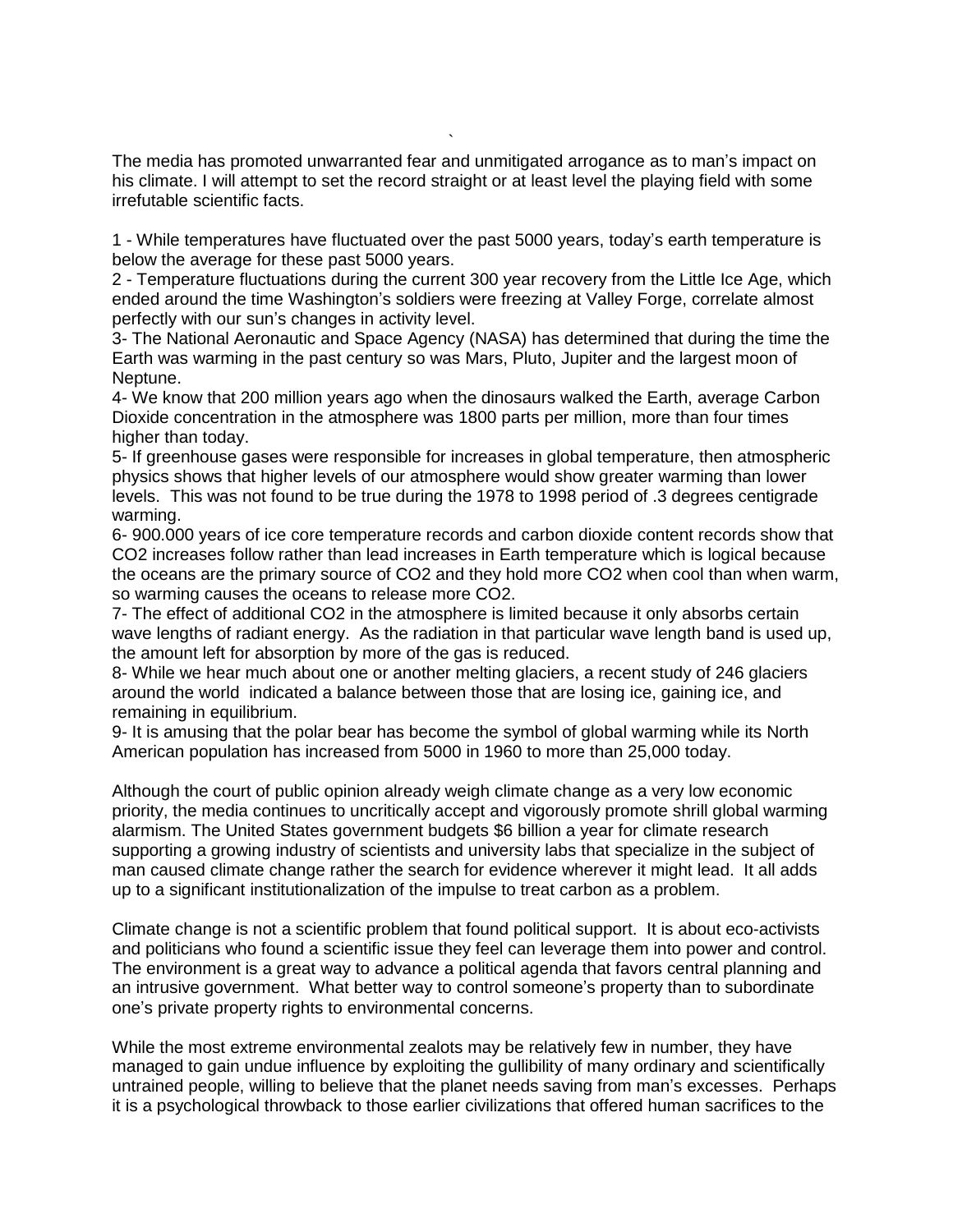`

The media has promoted unwarranted fear and unmitigated arrogance as to man's impact on his climate. I will attempt to set the record straight or at least level the playing field with some irrefutable scientific facts.

1 - While temperatures have fluctuated over the past 5000 years, today's earth temperature is below the average for these past 5000 years.
2 - Temperature fluctuations during the current 300 year recovery from the Little Ice Age, which ended around the time Washington's soldiers were freezing at Valley Forge, correlate almost perfectly with our sun's changes in activity level.
3- The National Aeronautic and Space Agency (NASA) has determined that during the time the Earth was warming in the past century so was Mars, Pluto, Jupiter and the largest moon of Neptune.
4- We know that 200 million years ago when the dinosaurs walked the Earth, average Carbon Dioxide concentration in the atmosphere was 1800 parts per million, more than four times higher than today.
5- If greenhouse gases were responsible for increases in global temperature, then atmospheric physics shows that higher levels of our atmosphere would show greater warming than lower levels. This was not found to be true during the 1978 to 1998 period of .3 degrees centigrade warming.
6- 900.000 years of ice core temperature records and carbon dioxide content records show that $CO_2$ increases follow rather than lead increases in Earth temperature which is logical because the oceans are the primary source of $CO_2$ and they hold more $CO_2$ when cool than when warm, so warming causes the oceans to release more $CO_2$.
7- The effect of additional $CO_2$ in the atmosphere is limited because it only absorbs certain wave lengths of radiant energy. As the radiation in that particular wave length band is used up, the amount left for absorption by more of the gas is reduced.
8- While we hear much about one or another melting glaciers, a recent study of 246 glaciers around the world indicated a balance between those that are losing ice, gaining ice, and remaining in equilibrium.
9- It is amusing that the polar bear has become the symbol of global warming while its North American population has increased from 5000 in 1960 to more than 25,000 today.

Although the court of public opinion already weigh climate change as a very low economic priority, the media continues to uncritically accept and vigorously promote shrill global warming alarmism. The United States government budgets $6 billion a year for climate research supporting a growing industry of scientists and university labs that specialize in the subject of man caused climate change rather the search for evidence wherever it might lead. It all adds up to a significant institutionalization of the impulse to treat carbon as a problem.

Climate change is not a scientific problem that found political support. It is about eco-activists and politicians who found a scientific issue they feel can leverage them into power and control. The environment is a great way to advance a political agenda that favors central planning and an intrusive government. What better way to control someone's property than to subordinate one's private property rights to environmental concerns.

While the most extreme environmental zealots may be relatively few in number, they have managed to gain undue influence by exploiting the gullibility of many ordinary and scientifically untrained people, willing to believe that the planet needs saving from man's excesses. Perhaps it is a psychological throwback to those earlier civilizations that offered human sacrifices to the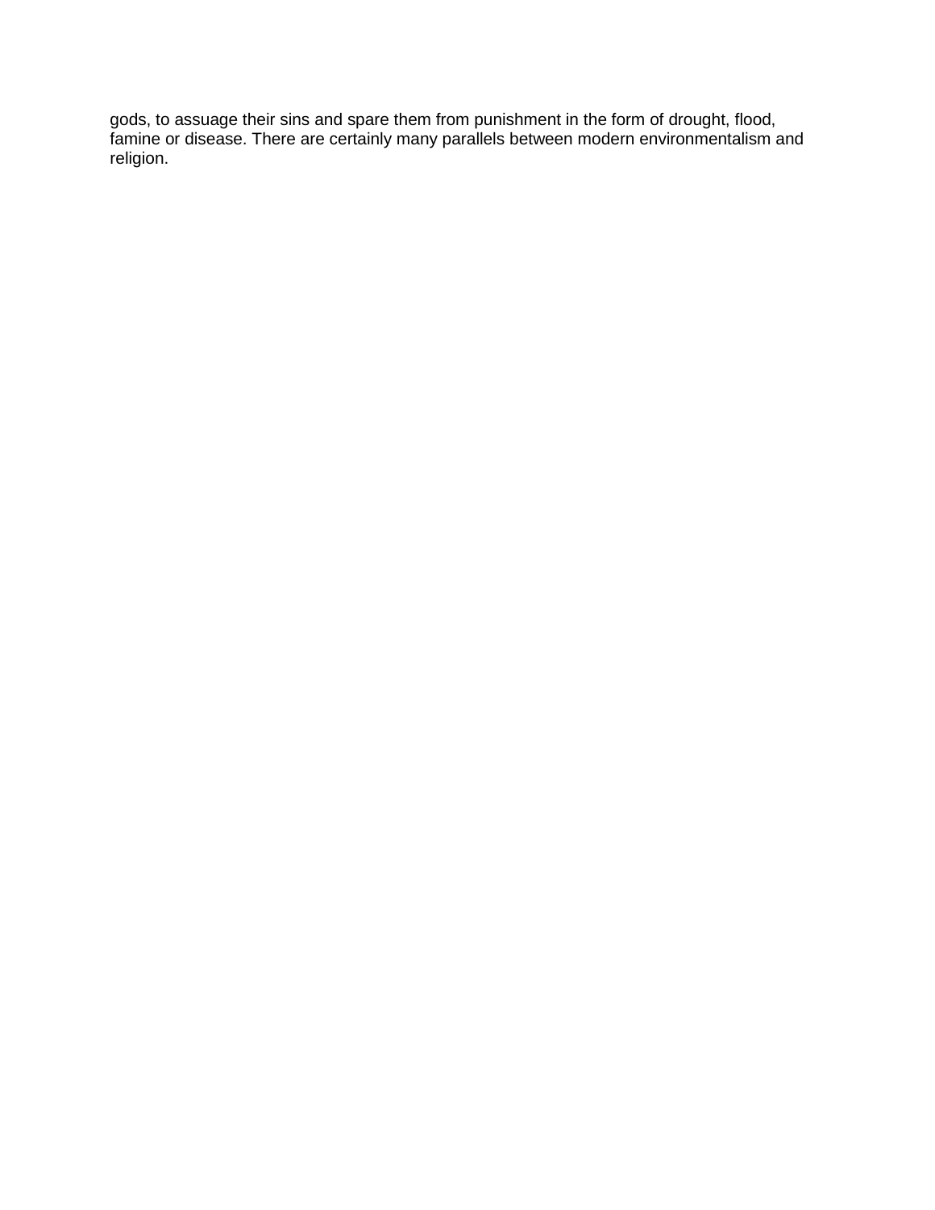gods, to assuage their sins and spare them from punishment in the form of drought, flood, famine or disease. There are certainly many parallels between modern environmentalism and religion.